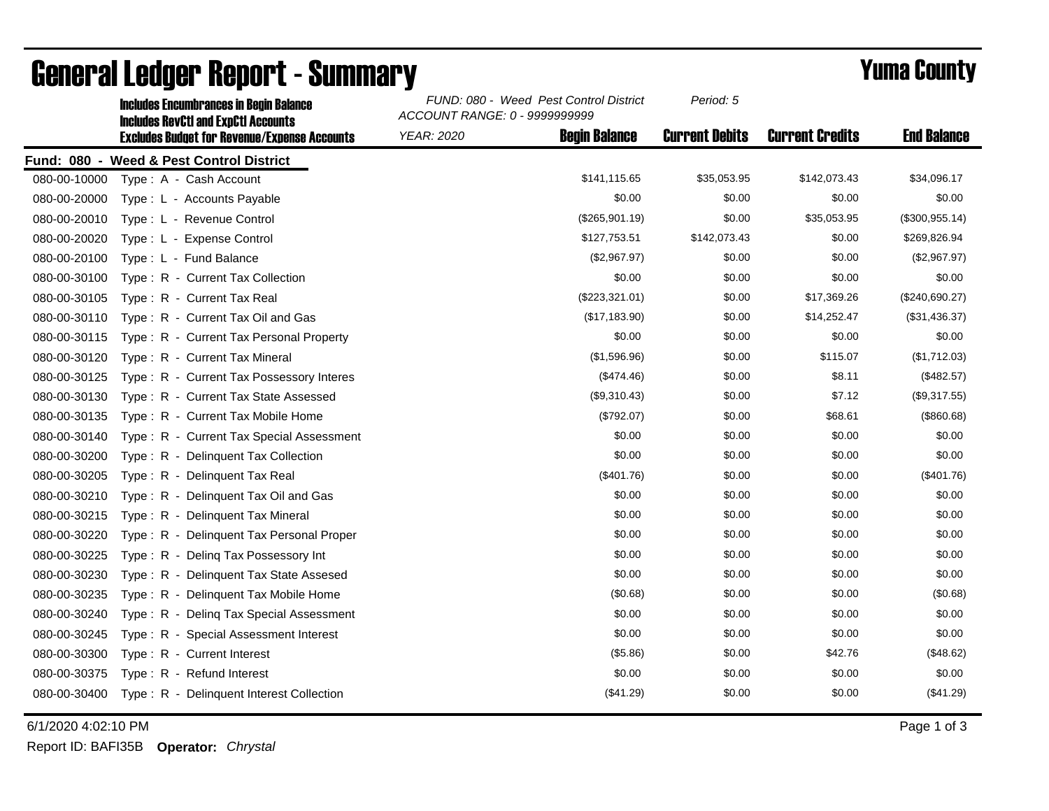# General Ledger Report - Summary

## Yuma County

**Includes Encumbrances in Begin Balance**
**Includes RevCtl and ExpCtl Accounts**
**Excludes Budget for Revenue/Expense Accounts**

*FUND: 080 - Weed Pest Control District*
*ACCOUNT RANGE: 0 - 9999999999*
*YEAR: 2020*
*Period: 5*

**Fund: 080 - Weed & Pest Control District**

| Account | Description | Begin Balance | Current Debits | Current Credits | End Balance |
|---|---|---|---|---|---|
| 080-00-10000 | Type : A - Cash Account | $141,115.65 | $35,053.95 | $142,073.43 | $34,096.17 |
| 080-00-20000 | Type : L - Accounts Payable | $0.00 | $0.00 | $0.00 | $0.00 |
| 080-00-20010 | Type : L - Revenue Control | ($265,901.19) | $0.00 | $35,053.95 | ($300,955.14) |
| 080-00-20020 | Type : L - Expense Control | $127,753.51 | $142,073.43 | $0.00 | $269,826.94 |
| 080-00-20100 | Type : L - Fund Balance | ($2,967.97) | $0.00 | $0.00 | ($2,967.97) |
| 080-00-30100 | Type : R - Current Tax Collection | $0.00 | $0.00 | $0.00 | $0.00 |
| 080-00-30105 | Type : R - Current Tax Real | ($223,321.01) | $0.00 | $17,369.26 | ($240,690.27) |
| 080-00-30110 | Type : R - Current Tax Oil and Gas | ($17,183.90) | $0.00 | $14,252.47 | ($31,436.37) |
| 080-00-30115 | Type : R - Current Tax Personal Property | $0.00 | $0.00 | $0.00 | $0.00 |
| 080-00-30120 | Type : R - Current Tax Mineral | ($1,596.96) | $0.00 | $115.07 | ($1,712.03) |
| 080-00-30125 | Type : R - Current Tax Possessory Interes | ($474.46) | $0.00 | $8.11 | ($482.57) |
| 080-00-30130 | Type : R - Current Tax State Assessed | ($9,310.43) | $0.00 | $7.12 | ($9,317.55) |
| 080-00-30135 | Type : R - Current Tax Mobile Home | ($792.07) | $0.00 | $68.61 | ($860.68) |
| 080-00-30140 | Type : R - Current Tax Special Assessment | $0.00 | $0.00 | $0.00 | $0.00 |
| 080-00-30200 | Type : R - Delinquent Tax Collection | $0.00 | $0.00 | $0.00 | $0.00 |
| 080-00-30205 | Type : R - Delinquent Tax Real | ($401.76) | $0.00 | $0.00 | ($401.76) |
| 080-00-30210 | Type : R - Delinquent Tax Oil and Gas | $0.00 | $0.00 | $0.00 | $0.00 |
| 080-00-30215 | Type : R - Delinquent Tax Mineral | $0.00 | $0.00 | $0.00 | $0.00 |
| 080-00-30220 | Type : R - Delinquent Tax Personal Proper | $0.00 | $0.00 | $0.00 | $0.00 |
| 080-00-30225 | Type : R - Delinq Tax Possessory Int | $0.00 | $0.00 | $0.00 | $0.00 |
| 080-00-30230 | Type : R - Delinquent Tax State Assesed | $0.00 | $0.00 | $0.00 | $0.00 |
| 080-00-30235 | Type : R - Delinquent Tax Mobile Home | ($0.68) | $0.00 | $0.00 | ($0.68) |
| 080-00-30240 | Type : R - Delinq Tax Special Assessment | $0.00 | $0.00 | $0.00 | $0.00 |
| 080-00-30245 | Type : R - Special Assessment Interest | $0.00 | $0.00 | $0.00 | $0.00 |
| 080-00-30300 | Type : R - Current Interest | ($5.86) | $0.00 | $42.76 | ($48.62) |
| 080-00-30375 | Type : R - Refund Interest | $0.00 | $0.00 | $0.00 | $0.00 |
| 080-00-30400 | Type : R - Delinquent Interest Collection | ($41.29) | $0.00 | $0.00 | ($41.29) |

6/1/2020 4:02:10 PM

Report ID: BAFI35B **Operator:** *Chrystal*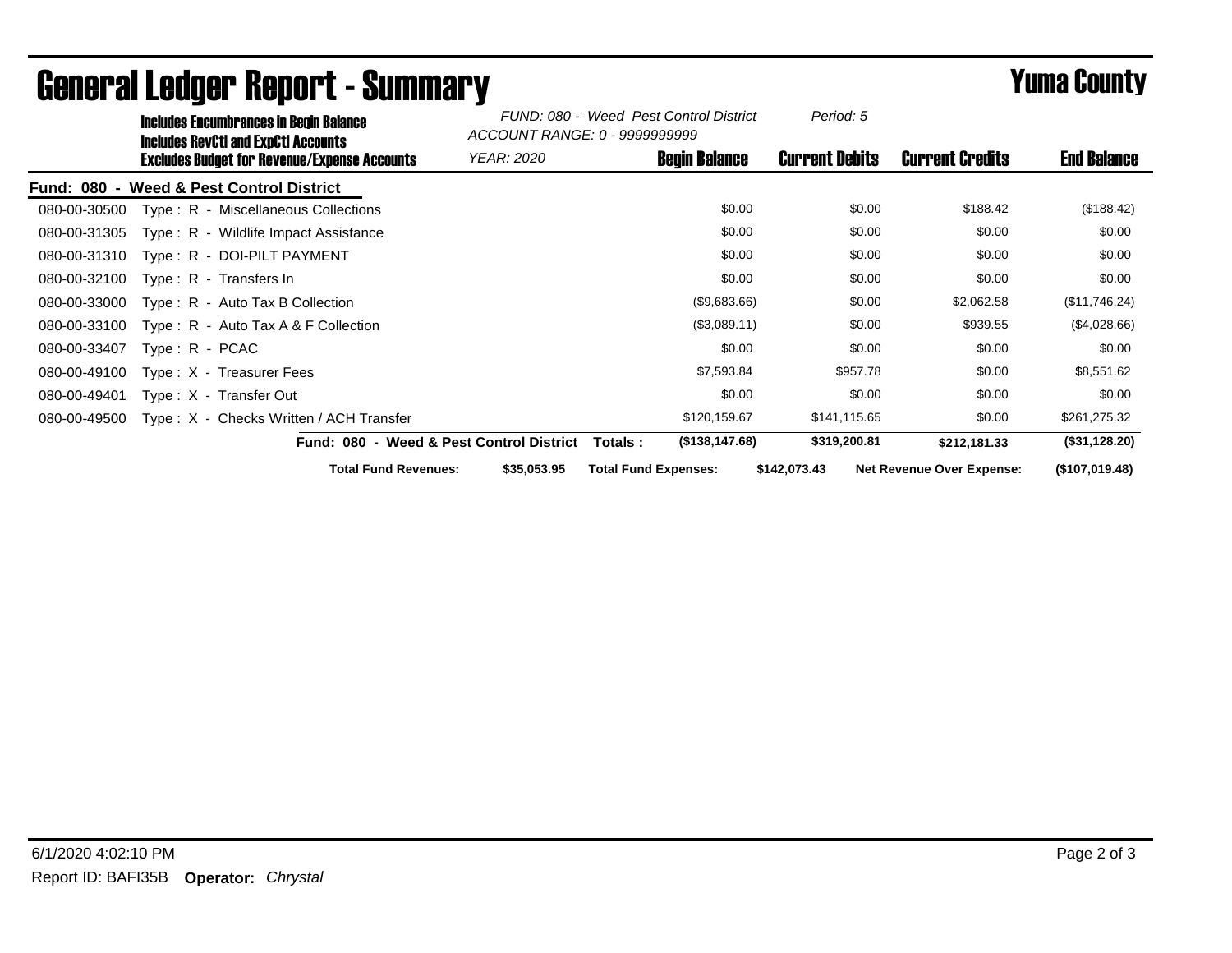# General Ledger Report - Summary

## Yuma County

**Includes Encumbrances in Begin Balance**
**Includes RevCtl and ExpCtl Accounts**
**Excludes Budget for Revenue/Expense Accounts**

*FUND: 080 - Weed Pest Control District*
*ACCOUNT RANGE: 0 - 9999999999*
*YEAR: 2020*
*Period: 5*

| Account | Description | Begin Balance | Current Debits | Current Credits | End Balance |
|---|---|---|---|---|---|
| **Fund: 080 - Weed & Pest Control District** | | | | | |
| 080-00-30500 | Type : R - Miscellaneous Collections | $0.00 | $0.00 | $188.42 | ($188.42) |
| 080-00-31305 | Type : R - Wildlife Impact Assistance | $0.00 | $0.00 | $0.00 | $0.00 |
| 080-00-31310 | Type : R - DOI-PILT PAYMENT | $0.00 | $0.00 | $0.00 | $0.00 |
| 080-00-32100 | Type : R - Transfers In | $0.00 | $0.00 | $0.00 | $0.00 |
| 080-00-33000 | Type : R - Auto Tax B Collection | ($9,683.66) | $0.00 | $2,062.58 | ($11,746.24) |
| 080-00-33100 | Type : R - Auto Tax A & F Collection | ($3,089.11) | $0.00 | $939.55 | ($4,028.66) |
| 080-00-33407 | Type : R - PCAC | $0.00 | $0.00 | $0.00 | $0.00 |
| 080-00-49100 | Type : X - Treasurer Fees | $7,593.84 | $957.78 | $0.00 | $8,551.62 |
| 080-00-49401 | Type : X - Transfer Out | $0.00 | $0.00 | $0.00 | $0.00 |
| 080-00-49500 | Type : X - Checks Written / ACH Transfer | $120,159.67 | $141,115.65 | $0.00 | $261,275.32 |
| | **Fund: 080 - Weed & Pest Control District Totals :** | **($138,147.68)** | **$319,200.81** | **$212,181.33** | **($31,128.20)** |

**Total Fund Revenues:** $35,053.95 **Total Fund Expenses:** $142,073.43 **Net Revenue Over Expense:** ($107,019.48)

6/1/2020 4:02:10 PM
Report ID: BAFI35B **Operator:** *Chrystal*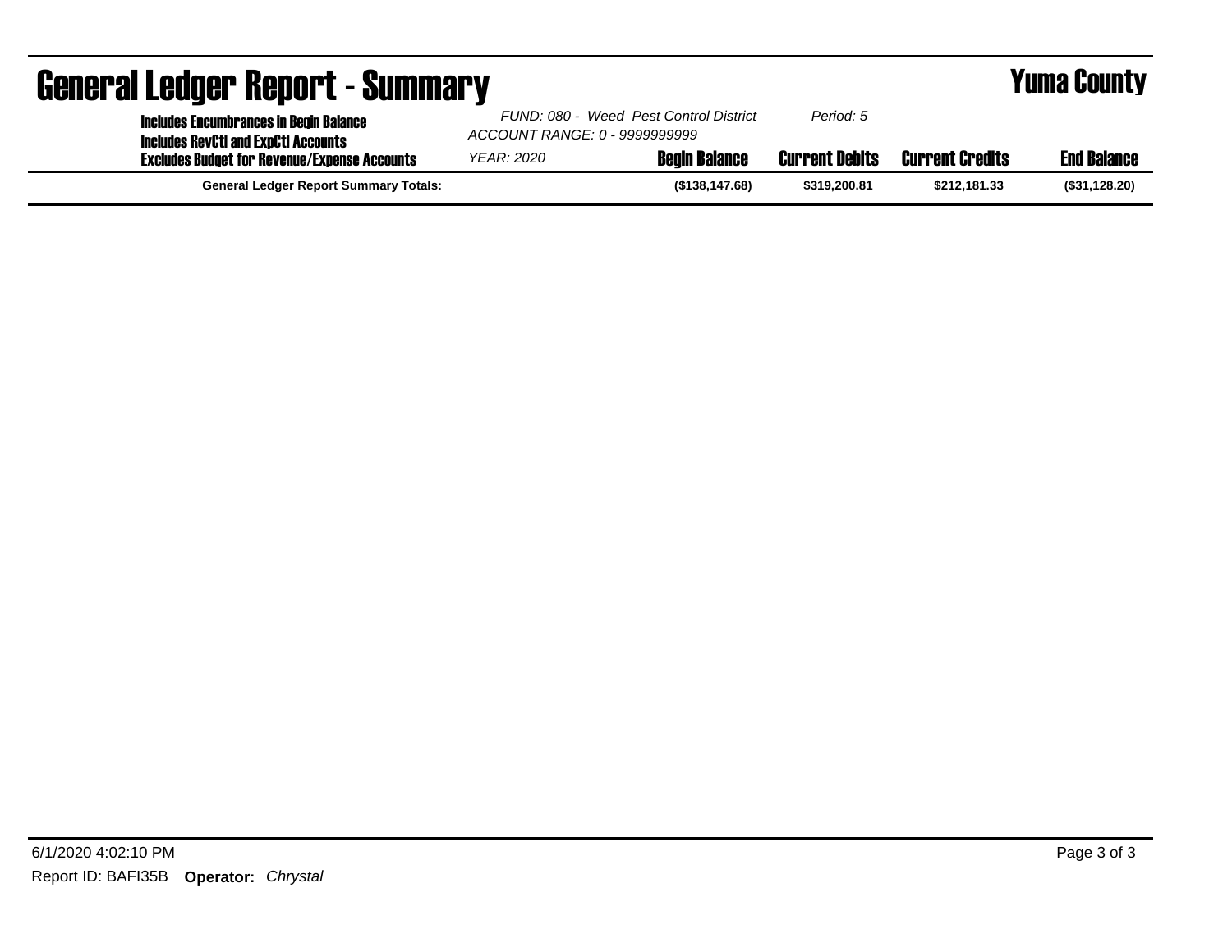# General Ledger Report - Summary

## Yuma County

**Includes Encumbrances in Begin Balance**
**Includes RevCtl and ExpCtl Accounts**
**Excludes Budget for Revenue/Expense Accounts**

*FUND: 080 - Weed Pest Control District*
*ACCOUNT RANGE: 0 - 9999999999*
*YEAR: 2020*
*Period: 5*

| | Begin Balance | Current Debits | Current Credits | End Balance |
|---|---|---|---|---|
| **General Ledger Report Summary Totals:** | **($138,147.68)** | **$319,200.81** | **$212,181.33** | **($31,128.20)** |

6/1/2020 4:02:10 PM

Report ID: BAFI35B **Operator:** *Chrystal*